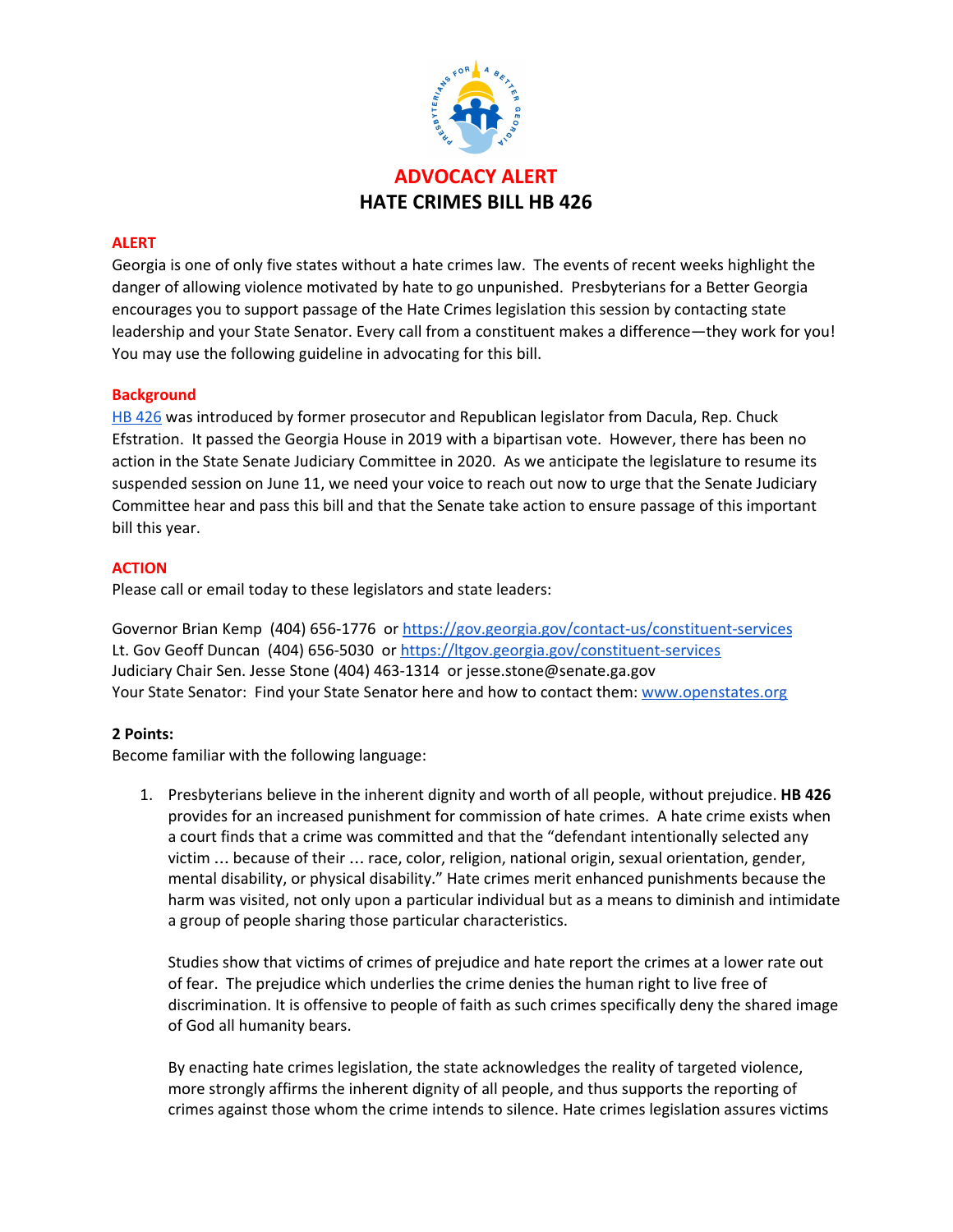# ADVOCACY ALERT
# HATE CRIMES BILL HB 426

## ALERT

Georgia is one of only five states without a hate crimes law. The events of recent weeks highlight the danger of allowing violence motivated by hate to go unpunished. Presbyterians for a Better Georgia encourages you to support passage of the Hate Crimes legislation this session by contacting state leadership and your State Senator. Every call from a constituent makes a difference—they work for you! You may use the following guideline in advocating for this bill.

## Background

HB 426 was introduced by former prosecutor and Republican legislator from Dacula, Rep. Chuck Efstration. It passed the Georgia House in 2019 with a bipartisan vote. However, there has been no action in the State Senate Judiciary Committee in 2020. As we anticipate the legislature to resume its suspended session on June 11, we need your voice to reach out now to urge that the Senate Judiciary Committee hear and pass this bill and that the Senate take action to ensure passage of this important bill this year.

## ACTION

Please call or email today to these legislators and state leaders:

Governor Brian Kemp (404) 656-1776 or https://gov.georgia.gov/contact-us/constituent-services
Lt. Gov Geoff Duncan (404) 656-5030 or https://ltgov.georgia.gov/constituent-services
Judiciary Chair Sen. Jesse Stone (404) 463-1314 or jesse.stone@senate.ga.gov
Your State Senator: Find your State Senator here and how to contact them: www.openstates.org

**2 Points:**

Become familiar with the following language:

1. Presbyterians believe in the inherent dignity and worth of all people, without prejudice. **HB 426** provides for an increased punishment for commission of hate crimes. A hate crime exists when a court finds that a crime was committed and that the "defendant intentionally selected any victim … because of their … race, color, religion, national origin, sexual orientation, gender, mental disability, or physical disability." Hate crimes merit enhanced punishments because the harm was visited, not only upon a particular individual but as a means to diminish and intimidate a group of people sharing those particular characteristics.

   Studies show that victims of crimes of prejudice and hate report the crimes at a lower rate out of fear. The prejudice which underlies the crime denies the human right to live free of discrimination. It is offensive to people of faith as such crimes specifically deny the shared image of God all humanity bears.

   By enacting hate crimes legislation, the state acknowledges the reality of targeted violence, more strongly affirms the inherent dignity of all people, and thus supports the reporting of crimes against those whom the crime intends to silence. Hate crimes legislation assures victims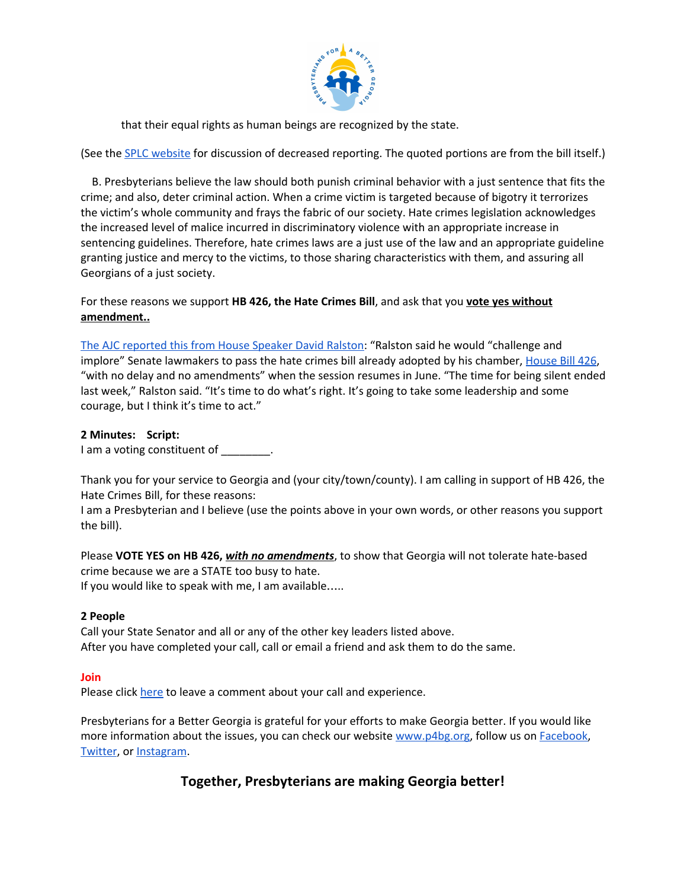that their equal rights as human beings are recognized by the state.

(See the SPLC website for discussion of decreased reporting. The quoted portions are from the bill itself.)

B. Presbyterians believe the law should both punish criminal behavior with a just sentence that fits the crime; and also, deter criminal action. When a crime victim is targeted because of bigotry it terrorizes the victim's whole community and frays the fabric of our society. Hate crimes legislation acknowledges the increased level of malice incurred in discriminatory violence with an appropriate increase in sentencing guidelines. Therefore, hate crimes laws are a just use of the law and an appropriate guideline granting justice and mercy to the victims, to those sharing characteristics with them, and assuring all Georgians of a just society.

For these reasons we support **HB 426, the Hate Crimes Bill**, and ask that you **vote yes without amendment..**

The AJC reported this from House Speaker David Ralston: "Ralston said he would "challenge and implore" Senate lawmakers to pass the hate crimes bill already adopted by his chamber, House Bill 426, "with no delay and no amendments" when the session resumes in June. "The time for being silent ended last week," Ralston said. "It's time to do what's right. It's going to take some leadership and some courage, but I think it's time to act."

**2 Minutes: Script:**

I am a voting constituent of ________.

Thank you for your service to Georgia and (your city/town/county). I am calling in support of HB 426, the Hate Crimes Bill, for these reasons:
I am a Presbyterian and I believe (use the points above in your own words, or other reasons you support the bill).

Please **VOTE YES on HB 426, *with no amendments***, to show that Georgia will not tolerate hate-based crime because we are a STATE too busy to hate.
If you would like to speak with me, I am available…..

**2 People**

Call your State Senator and all or any of the other key leaders listed above.
After you have completed your call, call or email a friend and ask them to do the same.

**Join**

Please click here to leave a comment about your call and experience.

Presbyterians for a Better Georgia is grateful for your efforts to make Georgia better. If you would like more information about the issues, you can check our website www.p4bg.org, follow us on Facebook, Twitter, or Instagram.

## Together, Presbyterians are making Georgia better!